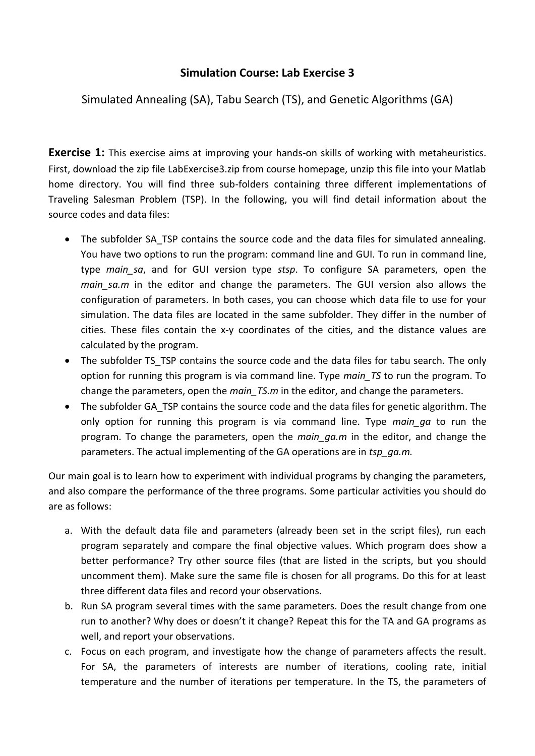# Simulation Course: Lab Exercise 3

## Simulated Annealing (SA), Tabu Search (TS), and Genetic Algorithms (GA)

**Exercise 1:** This exercise aims at improving your hands-on skills of working with metaheuristics. First, download the zip file LabExercise3.zip from course homepage, unzip this file into your Matlab home directory. You will find three sub-folders containing three different implementations of Traveling Salesman Problem (TSP). In the following, you will find detail information about the source codes and data files:

- The subfolder SA_TSP contains the source code and the data files for simulated annealing. You have two options to run the program: command line and GUI. To run in command line, type *main_sa*, and for GUI version type *stsp*. To configure SA parameters, open the *main_sa.m* in the editor and change the parameters. The GUI version also allows the configuration of parameters. In both cases, you can choose which data file to use for your simulation. The data files are located in the same subfolder. They differ in the number of cities. These files contain the x-y coordinates of the cities, and the distance values are calculated by the program.
- The subfolder TS_TSP contains the source code and the data files for tabu search. The only option for running this program is via command line. Type *main_TS* to run the program. To change the parameters, open the *main_TS.m* in the editor, and change the parameters.
- The subfolder GA_TSP contains the source code and the data files for genetic algorithm. The only option for running this program is via command line. Type *main_ga* to run the program. To change the parameters, open the *main_ga.m* in the editor, and change the parameters. The actual implementing of the GA operations are in *tsp_ga.m.*

Our main goal is to learn how to experiment with individual programs by changing the parameters, and also compare the performance of the three programs. Some particular activities you should do are as follows:

a. With the default data file and parameters (already been set in the script files), run each program separately and compare the final objective values. Which program does show a better performance? Try other source files (that are listed in the scripts, but you should uncomment them). Make sure the same file is chosen for all programs. Do this for at least three different data files and record your observations.

b. Run SA program several times with the same parameters. Does the result change from one run to another? Why does or doesn't it change? Repeat this for the TA and GA programs as well, and report your observations.

c. Focus on each program, and investigate how the change of parameters affects the result. For SA, the parameters of interests are number of iterations, cooling rate, initial temperature and the number of iterations per temperature. In the TS, the parameters of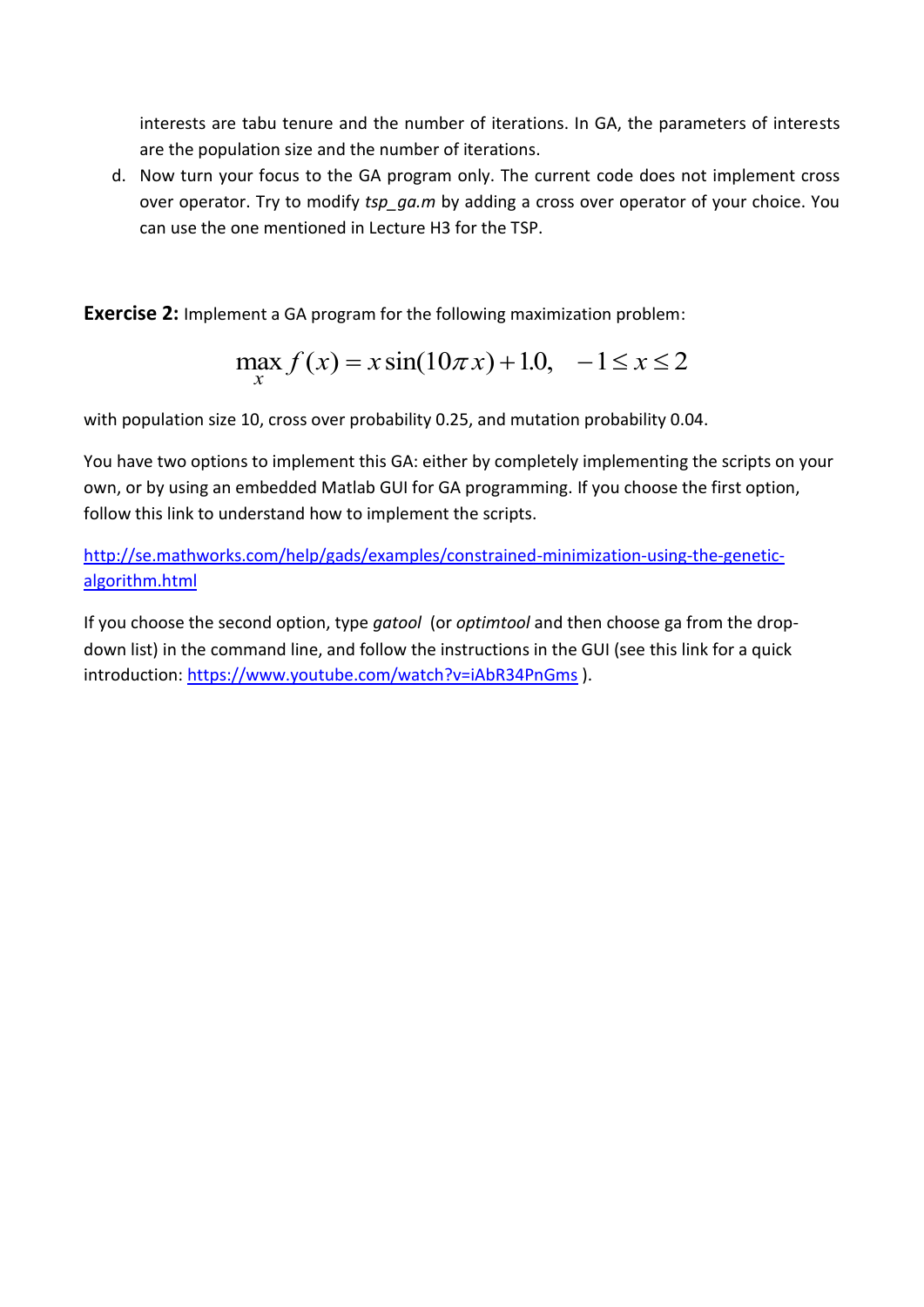interests are tabu tenure and the number of iterations. In GA, the parameters of interests are the population size and the number of iterations.

d. Now turn your focus to the GA program only. The current code does not implement cross over operator. Try to modify *tsp_ga.m* by adding a cross over operator of your choice. You can use the one mentioned in Lecture H3 for the TSP.

**Exercise 2:** Implement a GA program for the following maximization problem:

$$\max_{x} f(x) = x\sin(10\pi x) + 1.0, \quad -1 \le x \le 2$$

with population size 10, cross over probability 0.25, and mutation probability 0.04.

You have two options to implement this GA: either by completely implementing the scripts on your own, or by using an embedded Matlab GUI for GA programming. If you choose the first option, follow this link to understand how to implement the scripts.

http://se.mathworks.com/help/gads/examples/constrained-minimization-using-the-genetic-algorithm.html

If you choose the second option, type *gatool* (or *optimtool* and then choose ga from the drop-down list) in the command line, and follow the instructions in the GUI (see this link for a quick introduction: https://www.youtube.com/watch?v=iAbR34PnGms ).